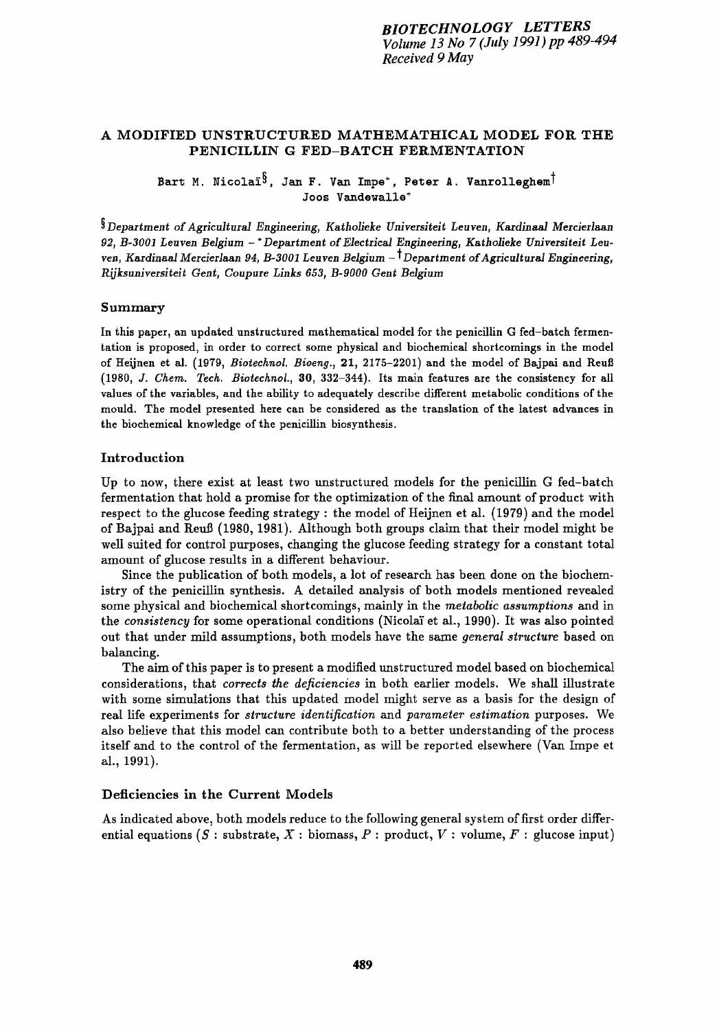# A MODIFIED UNSTRUCTURED MATHEMATHICAL MODEL FOR THE PENICILLIN G FED–BATCH FERMENTATION

Bart M. Nicolaï[§], Jan F. Van Impe[*], Peter A. Vanrolleghem[†]
Joos Vandewalle[*]

[§] *Department of Agricultural Engineering, Katholieke Universiteit Leuven, Kardinaal Mercierlaan 92, B-3001 Leuven Belgium* – [*] *Department of Electrical Engineering, Katholieke Universiteit Leuven, Kardinaal Mercierlaan 94, B-3001 Leuven Belgium* – [†] *Department of Agricultural Engineering, Rijksuniversiteit Gent, Coupure Links 653, B-9000 Gent Belgium*

## Summary

In this paper, an updated unstructured mathematical model for the penicillin G fed–batch fermentation is proposed, in order to correct some physical and biochemical shortcomings in the model of Heijnen et al. (1979, *Biotechnol. Bioeng.*, **21**, 2175–2201) and the model of Bajpai and Reuß (1980, *J. Chem. Tech. Biotechnol.*, **30**, 332–344). Its main features are the consistency for all values of the variables, and the ability to adequately describe different metabolic conditions of the mould. The model presented here can be considered as the translation of the latest advances in the biochemical knowledge of the penicillin biosynthesis.

## Introduction

Up to now, there exist at least two unstructured models for the penicillin G fed–batch fermentation that hold a promise for the optimization of the final amount of product with respect to the glucose feeding strategy : the model of Heijnen et al. (1979) and the model of Bajpai and Reuß (1980, 1981). Although both groups claim that their model might be well suited for control purposes, changing the glucose feeding strategy for a constant total amount of glucose results in a different behaviour.

Since the publication of both models, a lot of research has been done on the biochemistry of the penicillin synthesis. A detailed analysis of both models mentioned revealed some physical and biochemical shortcomings, mainly in the *metabolic assumptions* and in the *consistency* for some operational conditions (Nicolaï et al., 1990). It was also pointed out that under mild assumptions, both models have the same *general structure* based on balancing.

The aim of this paper is to present a modified unstructured model based on biochemical considerations, that *corrects the deficiencies* in both earlier models. We shall illustrate with some simulations that this updated model might serve as a basis for the design of real life experiments for *structure identification* and *parameter estimation* purposes. We also believe that this model can contribute both to a better understanding of the process itself and to the control of the fermentation, as will be reported elsewhere (Van Impe et al., 1991).

## Deficiencies in the Current Models

As indicated above, both models reduce to the following general system of first order differential equations ($S$ : substrate, $X$ : biomass, $P$ : product, $V$ : volume, $F$ : glucose input)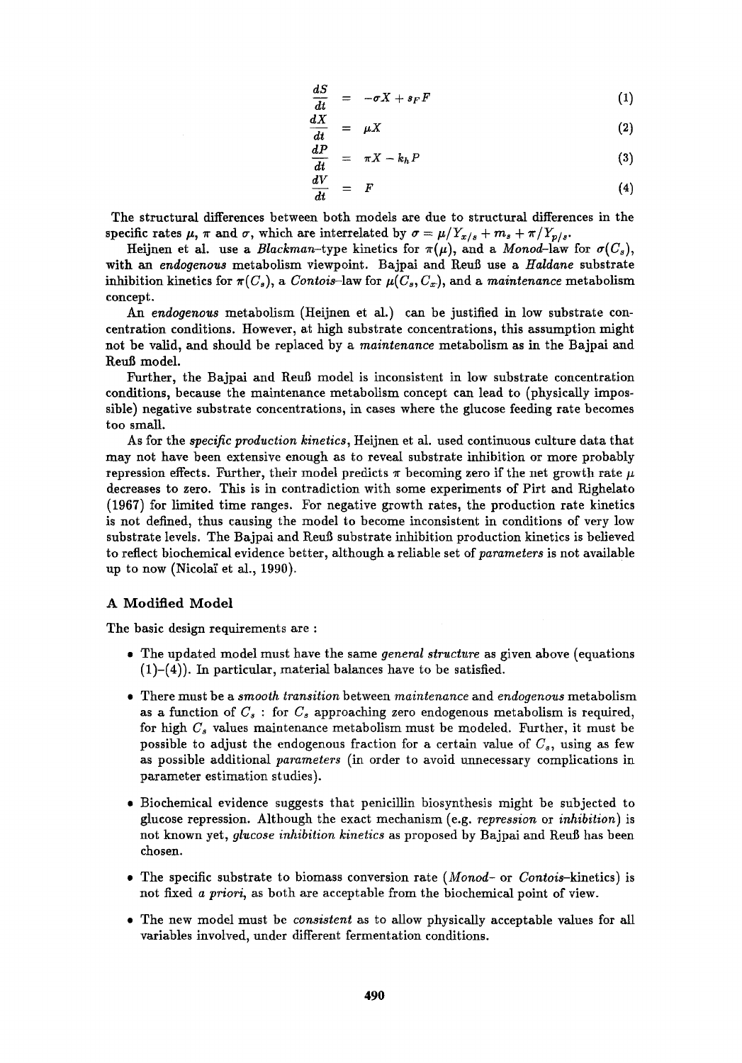$$\frac{dS}{dt} = -\sigma X + s_F F \tag{1}$$

$$\frac{dX}{dt} = \mu X \tag{2}$$

$$\frac{dP}{dt} = \pi X - k_h P \tag{3}$$

$$\frac{dV}{dt} = F \tag{4}$$

The structural differences between both models are due to structural differences in the specific rates $\mu$, $\pi$ and $\sigma$, which are interrelated by $\sigma = \mu/Y_{x/s} + m_s + \pi/Y_{p/s}$.

Heijnen et al. use a *Blackman*-type kinetics for $\pi(\mu)$, and a *Monod*-law for $\sigma(C_s)$, with an *endogenous* metabolism viewpoint. Bajpai and Reuß use a *Haldane* substrate inhibition kinetics for $\pi(C_s)$, a *Contois*-law for $\mu(C_s, C_x)$, and a *maintenance* metabolism concept.

An *endogenous* metabolism (Heijnen et al.) can be justified in low substrate concentration conditions. However, at high substrate concentrations, this assumption might not be valid, and should be replaced by a *maintenance* metabolism as in the Bajpai and Reuß model.

Further, the Bajpai and Reuß model is inconsistent in low substrate concentration conditions, because the maintenance metabolism concept can lead to (physically impossible) negative substrate concentrations, in cases where the glucose feeding rate becomes too small.

As for the *specific production kinetics*, Heijnen et al. used continuous culture data that may not have been extensive enough as to reveal substrate inhibition or more probably repression effects. Further, their model predicts $\pi$ becoming zero if the net growth rate $\mu$ decreases to zero. This is in contradiction with some experiments of Pirt and Righelato (1967) for limited time ranges. For negative growth rates, the production rate kinetics is not defined, thus causing the model to become inconsistent in conditions of very low substrate levels. The Bajpai and Reuß substrate inhibition production kinetics is believed to reflect biochemical evidence better, although a reliable set of *parameters* is not available up to now (Nicolaï et al., 1990).

## A Modified Model

The basic design requirements are :

- The updated model must have the same *general structure* as given above (equations (1)–(4)). In particular, material balances have to be satisfied.
- There must be a *smooth transition* between *maintenance* and *endogenous* metabolism as a function of $C_s$ : for $C_s$ approaching zero endogenous metabolism is required, for high $C_s$ values maintenance metabolism must be modeled. Further, it must be possible to adjust the endogenous fraction for a certain value of $C_s$, using as few as possible additional *parameters* (in order to avoid unnecessary complications in parameter estimation studies).
- Biochemical evidence suggests that penicillin biosynthesis might be subjected to glucose repression. Although the exact mechanism (e.g. *repression* or *inhibition*) is not known yet, *glucose inhibition kinetics* as proposed by Bajpai and Reuß has been chosen.
- The specific substrate to biomass conversion rate (*Monod*- or *Contois*-kinetics) is not fixed *a priori*, as both are acceptable from the biochemical point of view.
- The new model must be *consistent* as to allow physically acceptable values for all variables involved, under different fermentation conditions.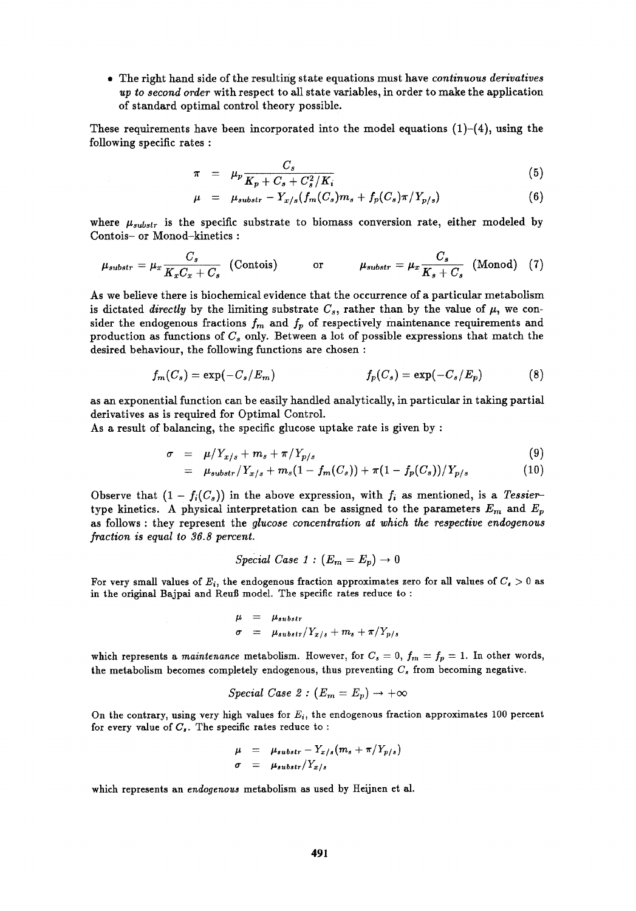- The right hand side of the resulting state equations must have *continuous derivatives up to second order* with respect to all state variables, in order to make the application of standard optimal control theory possible.

These requirements have been incorporated into the model equations (1)–(4), using the following specific rates :

$$\pi = \mu_p \frac{C_s}{K_p + C_s + C_s^2/K_i} \tag{5}$$

$$\mu = \mu_{substr} - Y_{x/s}(f_m(C_s)m_s + f_p(C_s)\pi/Y_{p/s}) \tag{6}$$

where $\mu_{substr}$ is the specific substrate to biomass conversion rate, either modeled by Contois- or Monod-kinetics :

$$\mu_{substr} = \mu_x \frac{C_s}{K_x C_x + C_s} \text{ (Contois)} \qquad \text{or} \qquad \mu_{substr} = \mu_x \frac{C_s}{K_s + C_s} \text{ (Monod)} \tag{7}$$

As we believe there is biochemical evidence that the occurrence of a particular metabolism is dictated *directly* by the limiting substrate $C_s$, rather than by the value of $\mu$, we consider the endogenous fractions $f_m$ and $f_p$ of respectively maintenance requirements and production as functions of $C_s$ only. Between a lot of possible expressions that match the desired behaviour, the following functions are chosen :

$$f_m(C_s) = \exp(-C_s/E_m) \qquad\qquad f_p(C_s) = \exp(-C_s/E_p) \tag{8}$$

as an exponential function can be easily handled analytically, in particular in taking partial derivatives as is required for Optimal Control.
As a result of balancing, the specific glucose uptake rate is given by :

$$\sigma = \mu/Y_{x/s} + m_s + \pi/Y_{p/s} \tag{9}$$

$$= \mu_{substr}/Y_{x/s} + m_s(1 - f_m(C_s)) + \pi(1 - f_p(C_s))/Y_{p/s} \tag{10}$$

Observe that $(1 - f_i(C_s))$ in the above expression, with $f_i$ as mentioned, is a *Tessier*-type kinetics. A physical interpretation can be assigned to the parameters $E_m$ and $E_p$ as follows : they represent the *glucose concentration at which the respective endogenous fraction is equal to 36.8 percent.*

*Special Case 1 :* $(E_m = E_p) \to 0$

For very small values of $E_i$, the endogenous fraction approximates zero for all values of $C_s > 0$ as in the original Bajpai and Reuß model. The specific rates reduce to :

$$\mu = \mu_{substr}$$
$$\sigma = \mu_{substr}/Y_{x/s} + m_s + \pi/Y_{p/s}$$

which represents a *maintenance* metabolism. However, for $C_s = 0$, $f_m = f_p = 1$. In other words, the metabolism becomes completely endogenous, thus preventing $C_s$ from becoming negative.

*Special Case 2 :* $(E_m = E_p) \to +\infty$

On the contrary, using very high values for $E_i$, the endogenous fraction approximates 100 percent for every value of $C_s$. The specific rates reduce to :

$$\mu = \mu_{substr} - Y_{x/s}(m_s + \pi/Y_{p/s})$$
$$\sigma = \mu_{substr}/Y_{x/s}$$

which represents an *endogenous* metabolism as used by Heijnen et al.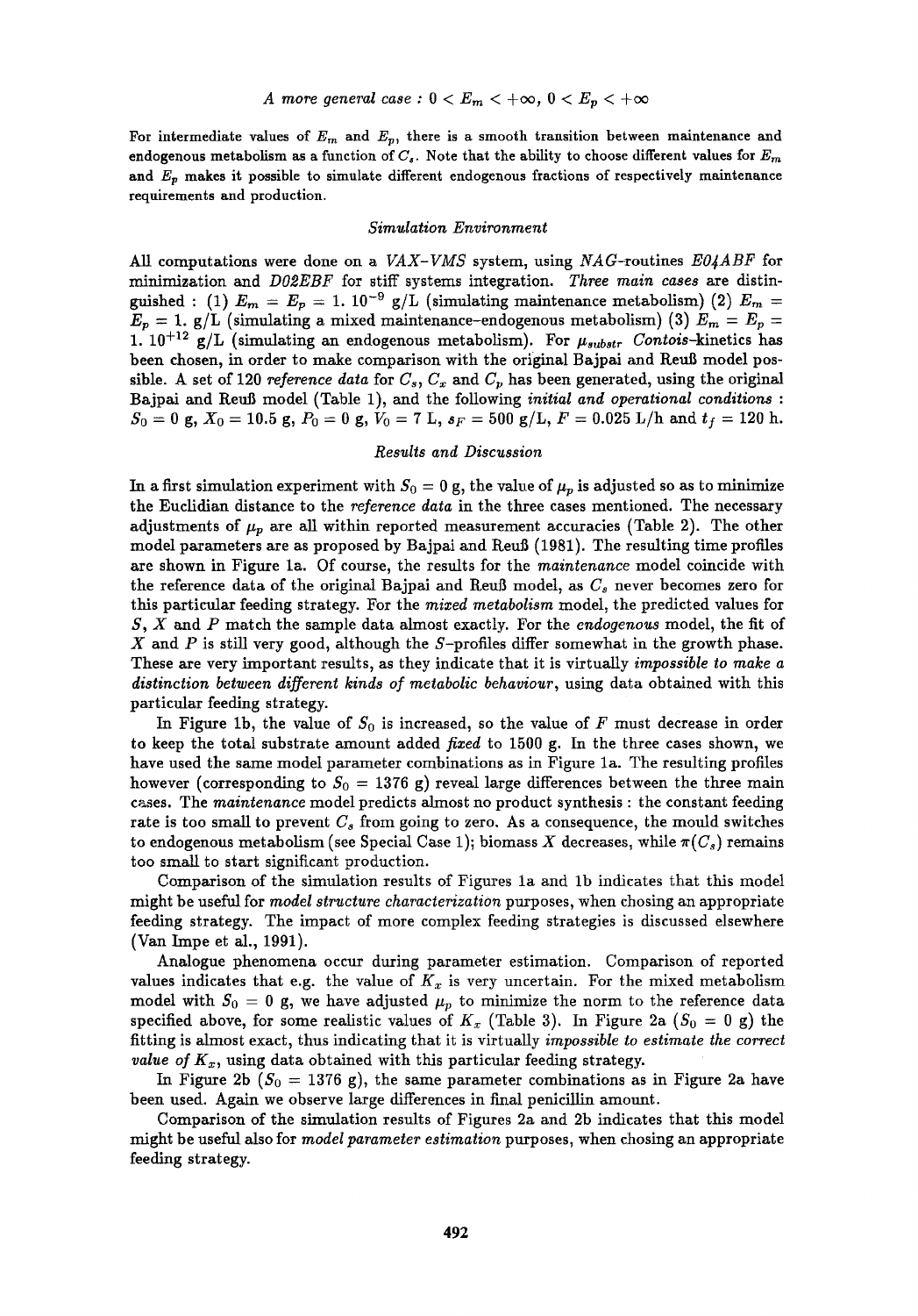*A more general case : $0 < E_m < +\infty$, $0 < E_p < +\infty$*

For intermediate values of $E_m$ and $E_p$, there is a smooth transition between maintenance and endogenous metabolism as a function of $C_s$. Note that the ability to choose different values for $E_m$ and $E_p$ makes it possible to simulate different endogenous fractions of respectively maintenance requirements and production.

### *Simulation Environment*

All computations were done on a *VAX–VMS* system, using *NAG*-routines *E04ABF* for minimization and *D02EBF* for stiff systems integration. *Three main cases* are distinguished : (1) $E_m = E_p = 1.\ 10^{-9}$ g/L (simulating maintenance metabolism) (2) $E_m = E_p = 1.$ g/L (simulating a mixed maintenance–endogenous metabolism) (3) $E_m = E_p = 1.\ 10^{+12}$ g/L (simulating an endogenous metabolism). For $\mu_{substr}$ *Contois*-kinetics has been chosen, in order to make comparison with the original Bajpai and Reuß model possible. A set of 120 *reference data* for $C_s$, $C_x$ and $C_p$ has been generated, using the original Bajpai and Reuß model (Table 1), and the following *initial and operational conditions* : $S_0 = 0$ g, $X_0 = 10.5$ g, $P_0 = 0$ g, $V_0 = 7$ L, $s_F = 500$ g/L, $F = 0.025$ L/h and $t_f = 120$ h.

### *Results and Discussion*

In a first simulation experiment with $S_0 = 0$ g, the value of $\mu_p$ is adjusted so as to minimize the Euclidian distance to the *reference data* in the three cases mentioned. The necessary adjustments of $\mu_p$ are all within reported measurement accuracies (Table 2). The other model parameters are as proposed by Bajpai and Reuß (1981). The resulting time profiles are shown in Figure 1a. Of course, the results for the *maintenance* model coincide with the reference data of the original Bajpai and Reuß model, as $C_s$ never becomes zero for this particular feeding strategy. For the *mixed metabolism* model, the predicted values for $S$, $X$ and $P$ match the sample data almost exactly. For the *endogenous* model, the fit of $X$ and $P$ is still very good, although the $S$–profiles differ somewhat in the growth phase. These are very important results, as they indicate that it is virtually *impossible to make a distinction between different kinds of metabolic behaviour*, using data obtained with this particular feeding strategy.

In Figure 1b, the value of $S_0$ is increased, so the value of $F$ must decrease in order to keep the total substrate amount added *fixed* to 1500 g. In the three cases shown, we have used the same model parameter combinations as in Figure 1a. The resulting profiles however (corresponding to $S_0 = 1376$ g) reveal large differences between the three main cases. The *maintenance* model predicts almost no product synthesis : the constant feeding rate is too small to prevent $C_s$ from going to zero. As a consequence, the mould switches to endogenous metabolism (see Special Case 1); biomass $X$ decreases, while $\pi(C_s)$ remains too small to start significant production.

Comparison of the simulation results of Figures 1a and 1b indicates that this model might be useful for *model structure characterization* purposes, when chosing an appropriate feeding strategy. The impact of more complex feeding strategies is discussed elsewhere (Van Impe et al., 1991).

Analogue phenomena occur during parameter estimation. Comparison of reported values indicates that e.g. the value of $K_x$ is very uncertain. For the mixed metabolism model with $S_0 = 0$ g, we have adjusted $\mu_p$ to minimize the norm to the reference data specified above, for some realistic values of $K_x$ (Table 3). In Figure 2a ($S_0 = 0$ g) the fitting is almost exact, thus indicating that it is virtually *impossible to estimate the correct value of* $K_x$, using data obtained with this particular feeding strategy.

In Figure 2b ($S_0 = 1376$ g), the same parameter combinations as in Figure 2a have been used. Again we observe large differences in final penicillin amount.

Comparison of the simulation results of Figures 2a and 2b indicates that this model might be useful also for *model parameter estimation* purposes, when chosing an appropriate feeding strategy.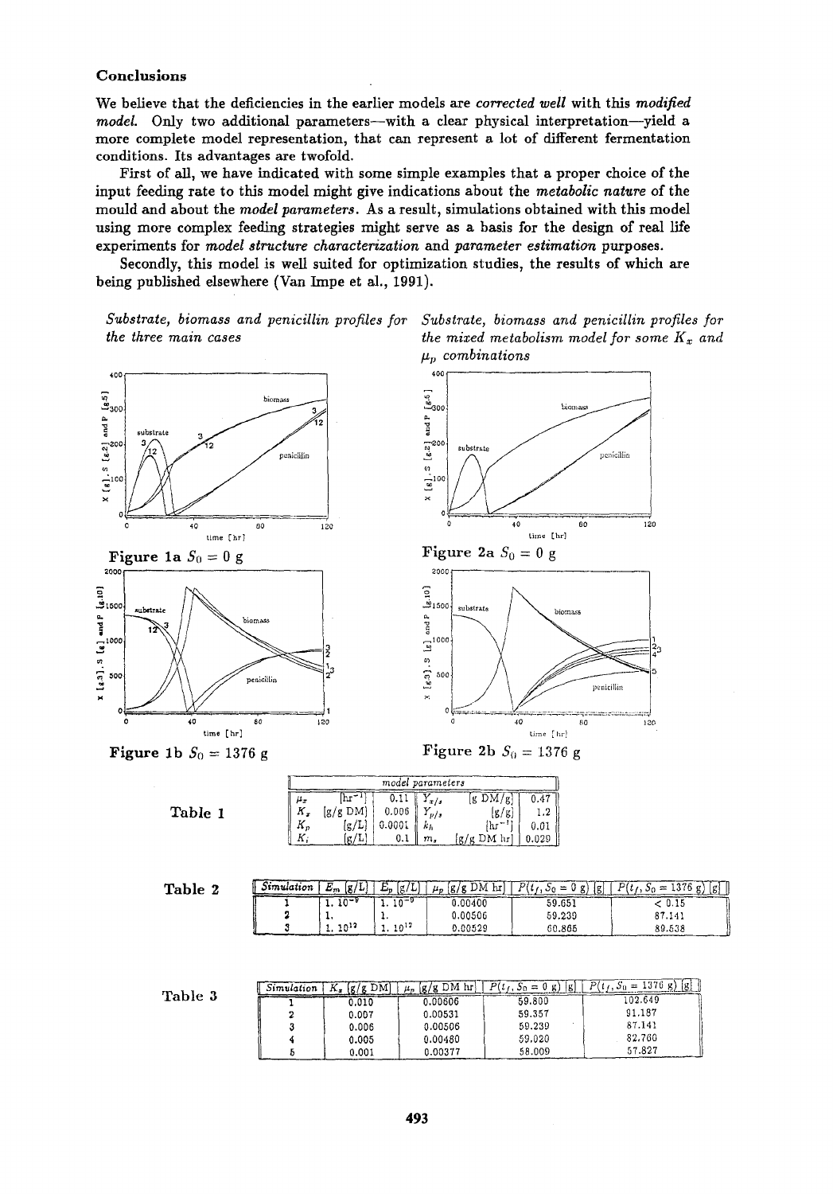## Conclusions

We believe that the deficiencies in the earlier models are *corrected well* with this *modified model*. Only two additional parameters—with a clear physical interpretation—yield a more complete model representation, that can represent a lot of different fermentation conditions. Its advantages are twofold.

First of all, we have indicated with some simple examples that a proper choice of the input feeding rate to this model might give indications about the *metabolic nature* of the mould and about the *model parameters*. As a result, simulations obtained with this model using more complex feeding strategies might serve as a basis for the design of real life experiments for *model structure characterization* and *parameter estimation* purposes.

Secondly, this model is well suited for optimization studies, the results of which are being published elsewhere (Van Impe et al., 1991).

*Substrate, biomass and penicillin profiles for the three main cases*

**Figure 1a** $S_0 = 0$ g

**Figure 1b** $S_0 = 1376$ g

*Substrate, biomass and penicillin profiles for the mixed metabolism model for some $K_x$ and $\mu_p$ combinations*

**Figure 2a** $S_0 = 0$ g

**Figure 2b** $S_0 = 1376$ g

**Table 1**

| *model parameters* | | | | | |
|---|---|---|---|---|---|
| $\mu_x$ | $[hr^{-1}]$ | 0.11 | $Y_{x/s}$ | [g DM/g] | 0.47 |
| $K_x$ | [g/g DM] | 0.006 | $Y_{p/s}$ | [g/g] | 1.2 |
| $K_p$ | [g/L] | 0.0001 | $k_h$ | $[hr^{-1}]$ | 0.01 |
| $K_i$ | [g/L] | 0.1 | $m_s$ | [g/g DM hr] | 0.029 |

**Table 2**

| *Simulation* | $E_m$ [g/L] | $E_p$ [g/L] | $\mu_p$ [g/g DM hr] | $P(t_f, S_0 = 0 \text{ g})$ [g] | $P(t_f, S_0 = 1376 \text{ g})$ [g] |
|---|---|---|---|---|---|
| 1 | $1.\ 10^{-9}$ | $1.\ 10^{-9}$ | 0.00400 | 59.651 | < 0.15 |
| 2 | 1. | 1. | 0.00506 | 59.239 | 87.141 |
| 3 | $1.\ 10^{12}$ | $1.\ 10^{12}$ | 0.00529 | 60.865 | 89.538 |

**Table 3**

| *Simulation* | $K_x$ [g/g DM] | $\mu_p$ [g/g DM hr] | $P(t_f, S_0 = 0 \text{ g})$ [g] | $P(t_f, S_0 = 1376 \text{ g})$ [g] |
|---|---|---|---|---|
| 1 | 0.010 | 0.00606 | 59.800 | 102.649 |
| 2 | 0.007 | 0.00531 | 59.357 | 91.187 |
| 3 | 0.006 | 0.00506 | 59.239 | 87.141 |
| 4 | 0.005 | 0.00480 | 59.020 | 82.760 |
| 5 | 0.001 | 0.00377 | 58.009 | 57.827 |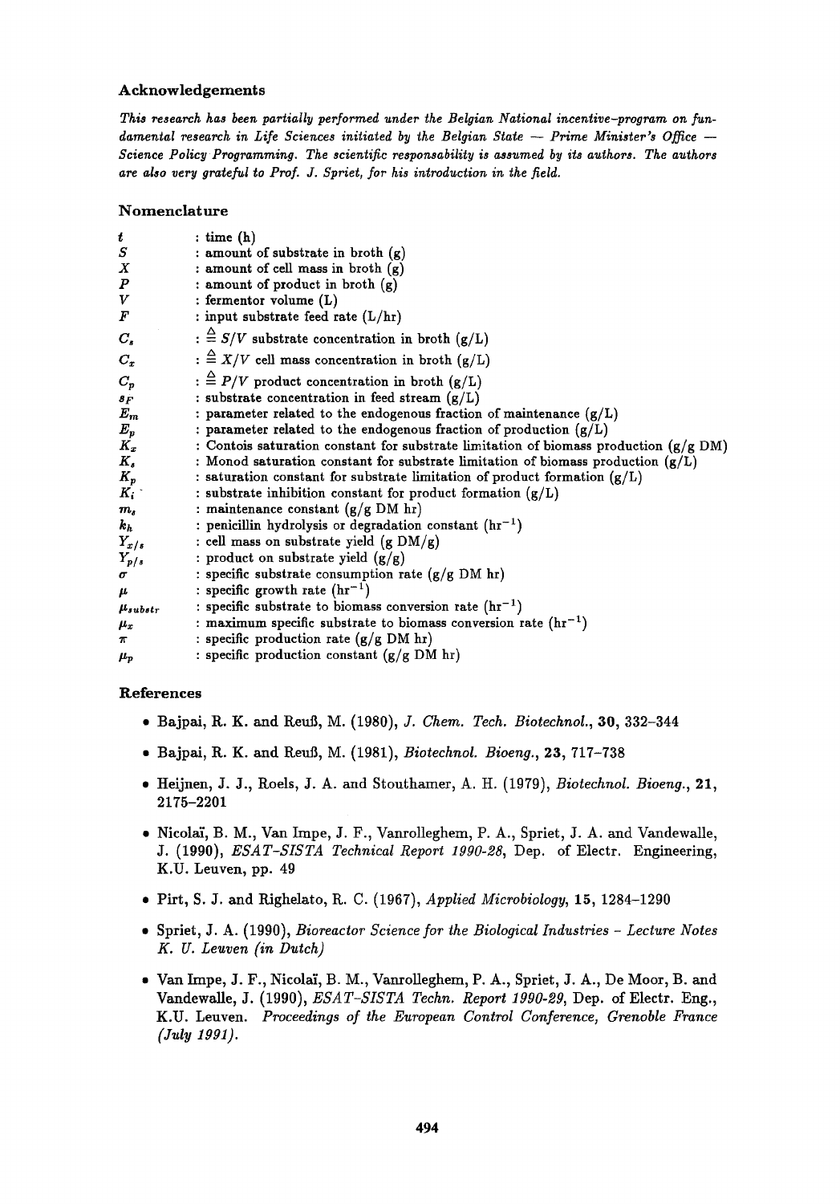### Acknowledgements

*This research has been partially performed under the Belgian National incentive-program on fundamental research in Life Sciences initiated by the Belgian State — Prime Minister's Office — Science Policy Programming. The scientific responsability is assumed by its authors. The authors are also very grateful to Prof. J. Spriet, for his introduction in the field.*

### Nomenclature

| | |
|---|---|
| $t$ | : time (h) |
| $S$ | : amount of substrate in broth (g) |
| $X$ | : amount of cell mass in broth (g) |
| $P$ | : amount of product in broth (g) |
| $V$ | : fermentor volume (L) |
| $F$ | : input substrate feed rate (L/hr) |
| $C_s$ | : $\triangleq S/V$ substrate concentration in broth (g/L) |
| $C_x$ | : $\triangleq X/V$ cell mass concentration in broth (g/L) |
| $C_p$ | : $\triangleq P/V$ product concentration in broth (g/L) |
| $s_F$ | : substrate concentration in feed stream (g/L) |
| $E_m$ | : parameter related to the endogenous fraction of maintenance (g/L) |
| $E_p$ | : parameter related to the endogenous fraction of production (g/L) |
| $K_x$ | : Contois saturation constant for substrate limitation of biomass production (g/g DM) |
| $K_s$ | : Monod saturation constant for substrate limitation of biomass production (g/L) |
| $K_p$ | : saturation constant for substrate limitation of product formation (g/L) |
| $K_i$ | : substrate inhibition constant for product formation (g/L) |
| $m_s$ | : maintenance constant (g/g DM hr) |
| $k_h$ | : penicillin hydrolysis or degradation constant ($hr^{-1}$) |
| $Y_{x/s}$ | : cell mass on substrate yield (g DM/g) |
| $Y_{p/s}$ | : product on substrate yield (g/g) |
| $\sigma$ | : specific substrate consumption rate (g/g DM hr) |
| $\mu$ | : specific growth rate ($hr^{-1}$) |
| $\mu_{substr}$ | : specific substrate to biomass conversion rate ($hr^{-1}$) |
| $\mu_x$ | : maximum specific substrate to biomass conversion rate ($hr^{-1}$) |
| $\pi$ | : specific production rate (g/g DM hr) |
| $\mu_p$ | : specific production constant (g/g DM hr) |

### References

- Bajpai, R. K. and Reuß, M. (1980), *J. Chem. Tech. Biotechnol.*, **30**, 332–344
- Bajpai, R. K. and Reuß, M. (1981), *Biotechnol. Bioeng.*, **23**, 717–738
- Heijnen, J. J., Roels, J. A. and Stouthamer, A. H. (1979), *Biotechnol. Bioeng.*, **21**, 2175–2201
- Nicolaï, B. M., Van Impe, J. F., Vanrolleghem, P. A., Spriet, J. A. and Vandewalle, J. (1990), *ESAT-SISTA Technical Report 1990-28*, Dep. of Electr. Engineering, K.U. Leuven, pp. 49
- Pirt, S. J. and Righelato, R. C. (1967), *Applied Microbiology*, **15**, 1284–1290
- Spriet, J. A. (1990), *Bioreactor Science for the Biological Industries - Lecture Notes K. U. Leuven (in Dutch)*
- Van Impe, J. F., Nicolaï, B. M., Vanrolleghem, P. A., Spriet, J. A., De Moor, B. and Vandewalle, J. (1990), *ESAT-SISTA Techn. Report 1990-29*, Dep. of Electr. Eng., K.U. Leuven. *Proceedings of the European Control Conference, Grenoble France (July 1991).*